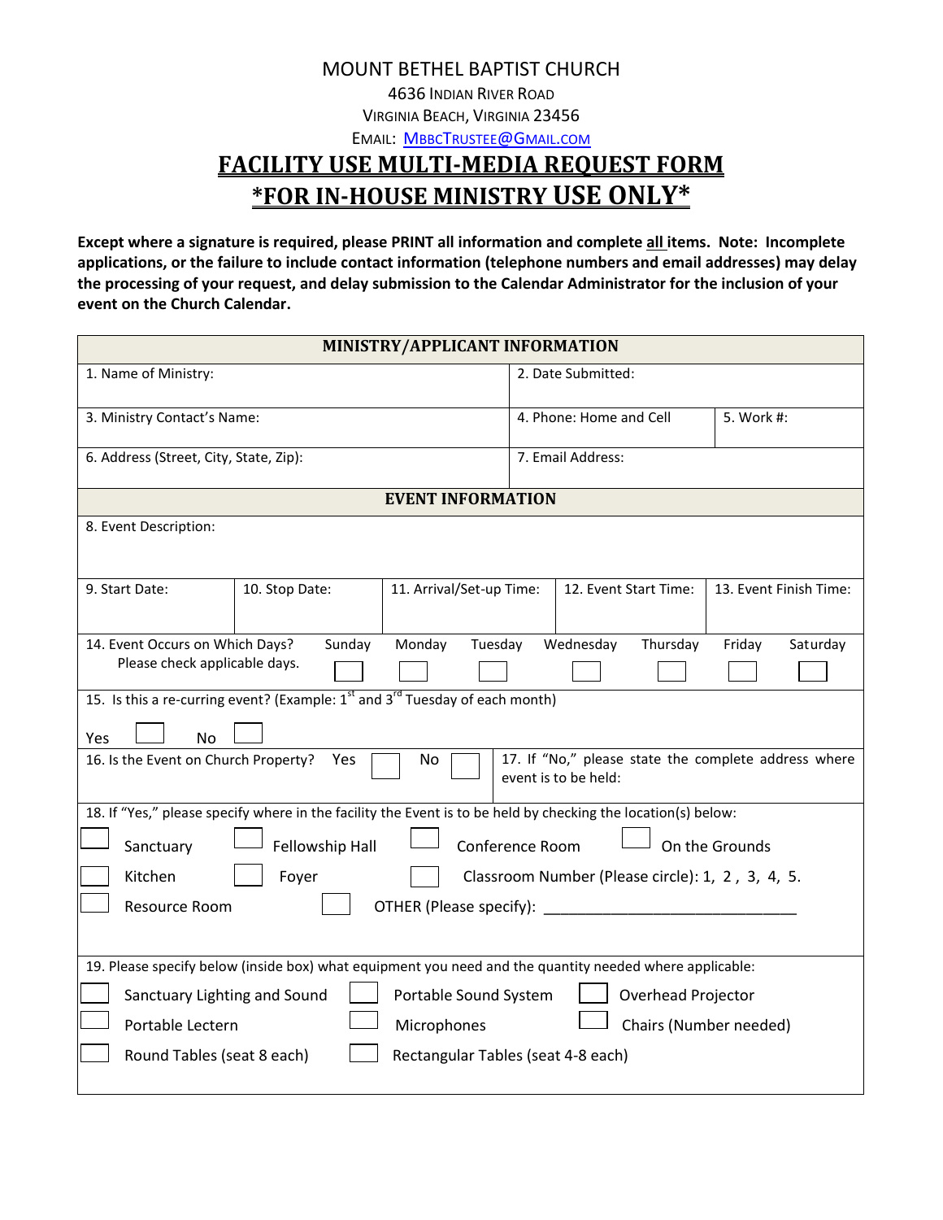MOUNT BETHEL BAPTIST CHURCH

4636 INDIAN RIVER ROAD

VIRGINIA BEACH, VIRGINIA 23456

EMAIL: MBBCTRUSTEE@GMAIL.COM

# FACILITY USE MULTI-MEDIA REQUEST FORM
# *FOR IN-HOUSE MINISTRY USE ONLY*

**Except where a signature is required, please PRINT all information and complete all items. Note: Incomplete applications, or the failure to include contact information (telephone numbers and email addresses) may delay the processing of your request, and delay submission to the Calendar Administrator for the inclusion of your event on the Church Calendar.**

## MINISTRY/APPLICANT INFORMATION

| 1. Name of Ministry: | 2. Date Submitted: | |
|---|---|---|
| 3. Ministry Contact's Name: | 4. Phone: Home and Cell | 5. Work #: |
| 6. Address (Street, City, State, Zip): | 7. Email Address: | |

## EVENT INFORMATION

8. Event Description:

| 9. Start Date: | 10. Stop Date: | 11. Arrival/Set-up Time: | 12. Event Start Time: | 13. Event Finish Time: |
|---|---|---|---|---|
| | | | | |

14. Event Occurs on Which Days? Please check applicable days.

☐ Sunday ☐ Monday ☐ Tuesday ☐ Wednesday ☐ Thursday ☐ Friday ☐ Saturday

15. Is this a re-curring event? (Example: 1st and 3rd Tuesday of each month)

Yes ☐ No ☐

16. Is the Event on Church Property? Yes ☐ No ☐

17. If "No," please state the complete address where event is to be held:

18. If "Yes," please specify where in the facility the Event is to be held by checking the location(s) below:

☐ Sanctuary ☐ Fellowship Hall ☐ Conference Room ☐ On the Grounds

☐ Kitchen ☐ Foyer ☐ Classroom Number (Please circle): 1, 2 , 3, 4, 5.

☐ Resource Room ☐ OTHER (Please specify): ______________________________

19. Please specify below (inside box) what equipment you need and the quantity needed where applicable:

☐ Sanctuary Lighting and Sound ☐ Portable Sound System ☐ Overhead Projector

☐ Portable Lectern ☐ Microphones ☐ Chairs (Number needed)

☐ Round Tables (seat 8 each) ☐ Rectangular Tables (seat 4-8 each)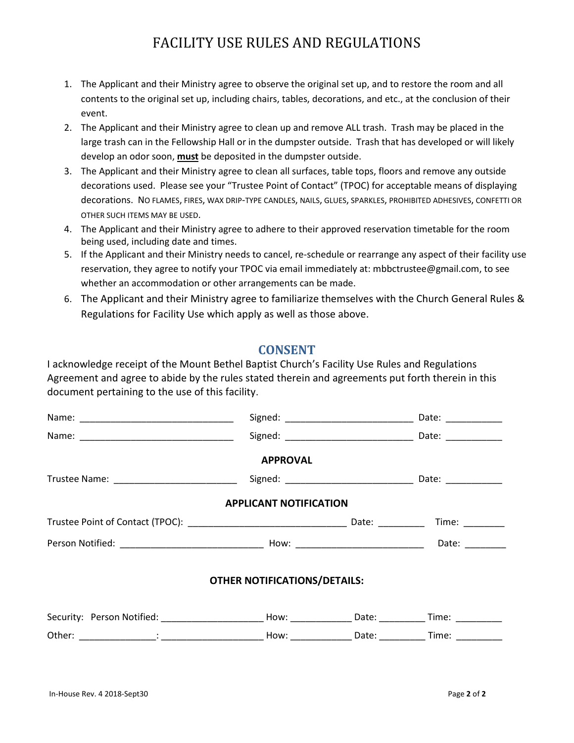# FACILITY USE RULES AND REGULATIONS

1. The Applicant and their Ministry agree to observe the original set up, and to restore the room and all contents to the original set up, including chairs, tables, decorations, and etc., at the conclusion of their event.
2. The Applicant and their Ministry agree to clean up and remove ALL trash. Trash may be placed in the large trash can in the Fellowship Hall or in the dumpster outside. Trash that has developed or will likely develop an odor soon, **must** be deposited in the dumpster outside.
3. The Applicant and their Ministry agree to clean all surfaces, table tops, floors and remove any outside decorations used. Please see your "Trustee Point of Contact" (TPOC) for acceptable means of displaying decorations. NO FLAMES, FIRES, WAX DRIP-TYPE CANDLES, NAILS, GLUES, SPARKLES, PROHIBITED ADHESIVES, CONFETTI OR OTHER SUCH ITEMS MAY BE USED.
4. The Applicant and their Ministry agree to adhere to their approved reservation timetable for the room being used, including date and times.
5. If the Applicant and their Ministry needs to cancel, re-schedule or rearrange any aspect of their facility use reservation, they agree to notify your TPOC via email immediately at: mbbctrustee@gmail.com, to see whether an accommodation or other arrangements can be made.
6. The Applicant and their Ministry agree to familiarize themselves with the Church General Rules & Regulations for Facility Use which apply as well as those above.

## CONSENT

I acknowledge receipt of the Mount Bethel Baptist Church's Facility Use Rules and Regulations Agreement and agree to abide by the rules stated therein and agreements put forth therein in this document pertaining to the use of this facility.

Name: ______________________________ Signed: ________________________ Date: ___________

Name: ______________________________ Signed: ________________________ Date: ___________

**APPROVAL**

Trustee Name: _______________________ Signed: ________________________ Date: ___________

**APPLICANT NOTIFICATION**

Trustee Point of Contact (TPOC): ______________________________ Date: _________ Time: ________

Person Notified: ___________________________ How: ________________________ Date: ________

**OTHER NOTIFICATIONS/DETAILS:**

Security: Person Notified: ___________________ How: ____________ Date: _________ Time: _________

Other: ______________: ___________________ How: ____________ Date: _________ Time: _________

In-House Rev. 4 2018-Sept30